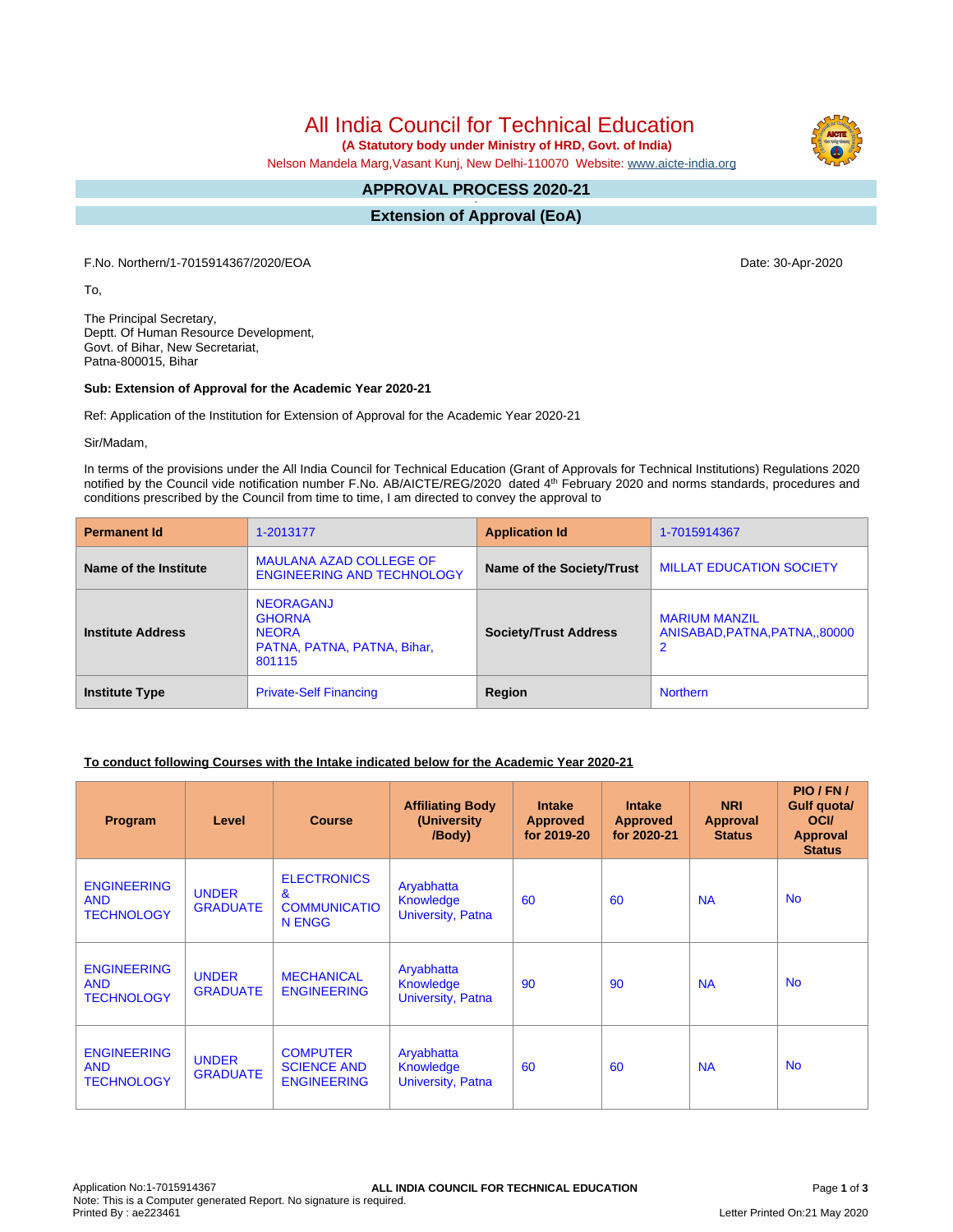# All India Council for Technical Education

**(A Statutory body under Ministry of HRD, Govt. of India)**

Nelson Mandela Marg,Vasant Kunj, New Delhi-110070 Website: www.aicte-india.org

## APPROVAL PROCESS 2020-21

## Extension of Approval (EoA)

F.No. Northern/1-7015914367/2020/EOA

Date: 30-Apr-2020

To,

The Principal Secretary,
Deptt. Of Human Resource Development,
Govt. of Bihar, New Secretariat,
Patna-800015, Bihar

**Sub: Extension of Approval for the Academic Year 2020-21**

Ref: Application of the Institution for Extension of Approval for the Academic Year 2020-21

Sir/Madam,

In terms of the provisions under the All India Council for Technical Education (Grant of Approvals for Technical Institutions) Regulations 2020 notified by the Council vide notification number F.No. AB/AICTE/REG/2020 dated 4th February 2020 and norms standards, procedures and conditions prescribed by the Council from time to time, I am directed to convey the approval to

| **Permanent Id** | 1-2013177 | **Application Id** | 1-7015914367 |
|---|---|---|---|
| **Name of the Institute** | MAULANA AZAD COLLEGE OF ENGINEERING AND TECHNOLOGY | **Name of the Society/Trust** | MILLAT EDUCATION SOCIETY |
| **Institute Address** | NEORAGANJ GHORNA NEORA PATNA, PATNA, PATNA, Bihar, 801115 | **Society/Trust Address** | MARIUM MANZIL ANISABAD,PATNA,PATNA,,800002 |
| **Institute Type** | Private-Self Financing | **Region** | Northern |

**To conduct following Courses with the Intake indicated below for the Academic Year 2020-21**

| Program | Level | Course | Affiliating Body (University /Body) | Intake Approved for 2019-20 | Intake Approved for 2020-21 | NRI Approval Status | PIO / FN / Gulf quota/ OCI/ Approval Status |
|---|---|---|---|---|---|---|---|
| ENGINEERING AND TECHNOLOGY | UNDER GRADUATE | ELECTRONICS & COMMUNICATION ENGG | Aryabhatta Knowledge University, Patna | 60 | 60 | NA | No |
| ENGINEERING AND TECHNOLOGY | UNDER GRADUATE | MECHANICAL ENGINEERING | Aryabhatta Knowledge University, Patna | 90 | 90 | NA | No |
| ENGINEERING AND TECHNOLOGY | UNDER GRADUATE | COMPUTER SCIENCE AND ENGINEERING | Aryabhatta Knowledge University, Patna | 60 | 60 | NA | No |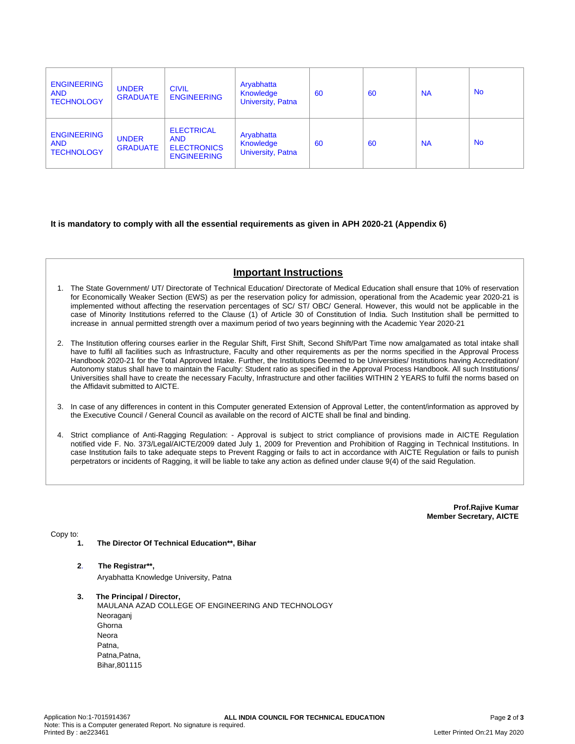| | | | | | | | |
|---|---|---|---|---|---|---|---|
| ENGINEERING AND TECHNOLOGY | UNDER GRADUATE | CIVIL ENGINEERING | Aryabhatta Knowledge University, Patna | 60 | 60 | NA | No |
| ENGINEERING AND TECHNOLOGY | UNDER GRADUATE | ELECTRICAL AND ELECTRONICS ENGINEERING | Aryabhatta Knowledge University, Patna | 60 | 60 | NA | No |

**It is mandatory to comply with all the essential requirements as given in APH 2020-21 (Appendix 6)**

## Important Instructions

1. The State Government/ UT/ Directorate of Technical Education/ Directorate of Medical Education shall ensure that 10% of reservation for Economically Weaker Section (EWS) as per the reservation policy for admission, operational from the Academic year 2020-21 is implemented without affecting the reservation percentages of SC/ ST/ OBC/ General. However, this would not be applicable in the case of Minority Institutions referred to the Clause (1) of Article 30 of Constitution of India. Such Institution shall be permitted to increase in annual permitted strength over a maximum period of two years beginning with the Academic Year 2020-21

2. The Institution offering courses earlier in the Regular Shift, First Shift, Second Shift/Part Time now amalgamated as total intake shall have to fulfil all facilities such as Infrastructure, Faculty and other requirements as per the norms specified in the Approval Process Handbook 2020-21 for the Total Approved Intake. Further, the Institutions Deemed to be Universities/ Institutions having Accreditation/ Autonomy status shall have to maintain the Faculty: Student ratio as specified in the Approval Process Handbook. All such Institutions/ Universities shall have to create the necessary Faculty, Infrastructure and other facilities WITHIN 2 YEARS to fulfil the norms based on the Affidavit submitted to AICTE.

3. In case of any differences in content in this Computer generated Extension of Approval Letter, the content/information as approved by the Executive Council / General Council as available on the record of AICTE shall be final and binding.

4. Strict compliance of Anti-Ragging Regulation: - Approval is subject to strict compliance of provisions made in AICTE Regulation notified vide F. No. 373/Legal/AICTE/2009 dated July 1, 2009 for Prevention and Prohibition of Ragging in Technical Institutions. In case Institution fails to take adequate steps to Prevent Ragging or fails to act in accordance with AICTE Regulation or fails to punish perpetrators or incidents of Ragging, it will be liable to take any action as defined under clause 9(4) of the said Regulation.

**Prof.Rajive Kumar**
**Member Secretary, AICTE**

Copy to:

1. **The Director Of Technical Education\*\*, Bihar**

2. **The Registrar\*\*,**
   Aryabhatta Knowledge University, Patna

3. **The Principal / Director,**
   MAULANA AZAD COLLEGE OF ENGINEERING AND TECHNOLOGY
   Neoraganj
   Ghorna
   Neora
   Patna,
   Patna,Patna,
   Bihar,801115

Application No:1-7015914367
Note: This is a Computer generated Report. No signature is required.
Printed By : ae223461
Letter Printed On:21 May 2020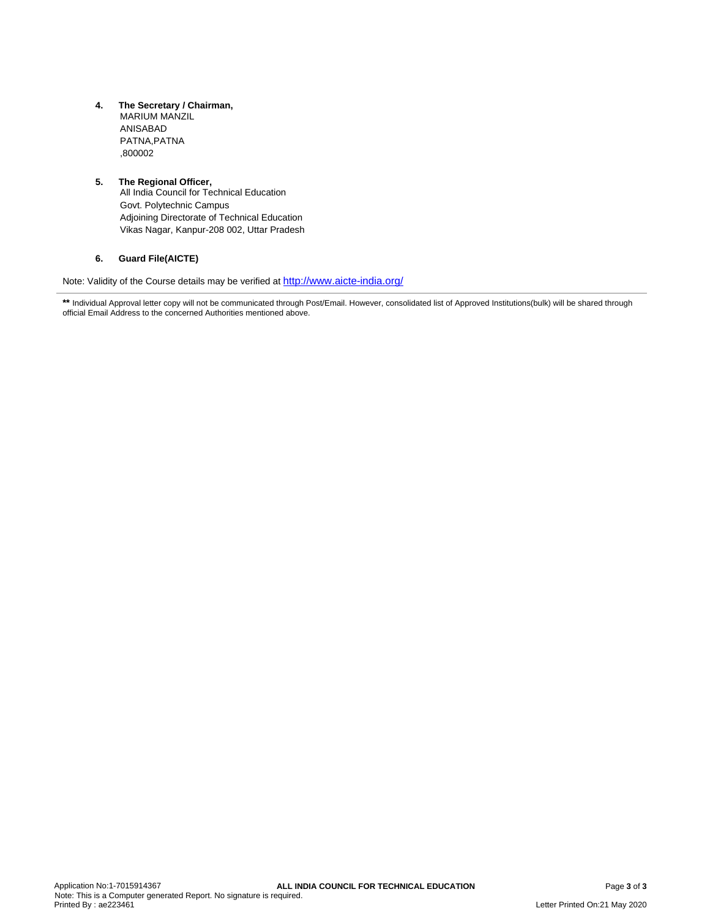4. **The Secretary / Chairman,**
   MARIUM MANZIL
   ANISABAD
   PATNA,PATNA
   ,800002

5. **The Regional Officer,**
   All India Council for Technical Education
   Govt. Polytechnic Campus
   Adjoining Directorate of Technical Education
   Vikas Nagar, Kanpur-208 002, Uttar Pradesh

6. **Guard File(AICTE)**

Note: Validity of the Course details may be verified at http://www.aicte-india.org/

---

**\*\*** Individual Approval letter copy will not be communicated through Post/Email. However, consolidated list of Approved Institutions(bulk) will be shared through official Email Address to the concerned Authorities mentioned above.

Application No:1-7015914367

Note: This is a Computer generated Report. No signature is required.

Printed By : ae223461

Letter Printed On:21 May 2020